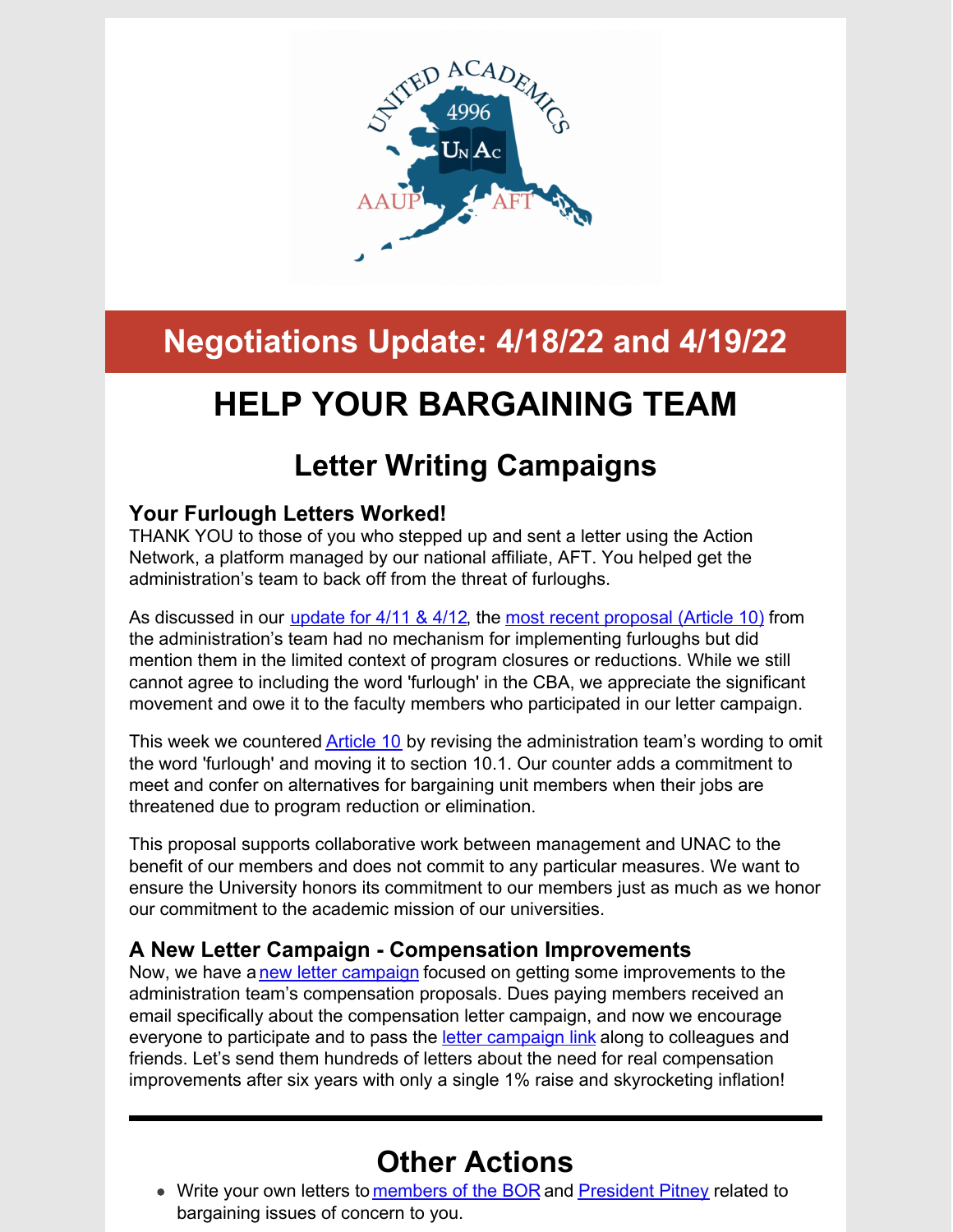# Negotiations Update: 4/18/22 and 4/19/22

# HELP YOUR BARGAINING TEAM

## Letter Writing Campaigns

### Your Furlough Letters Worked!

THANK YOU to those of you who stepped up and sent a letter using the Action Network, a platform managed by our national affiliate, AFT. You helped get the administration's team to back off from the threat of furloughs.

As discussed in our update for 4/11 & 4/12, the most recent proposal (Article 10) from the administration's team had no mechanism for implementing furloughs but did mention them in the limited context of program closures or reductions. While we still cannot agree to including the word 'furlough' in the CBA, we appreciate the significant movement and owe it to the faculty members who participated in our letter campaign.

This week we countered Article 10 by revising the administration team's wording to omit the word 'furlough' and moving it to section 10.1. Our counter adds a commitment to meet and confer on alternatives for bargaining unit members when their jobs are threatened due to program reduction or elimination.

This proposal supports collaborative work between management and UNAC to the benefit of our members and does not commit to any particular measures. We want to ensure the University honors its commitment to our members just as much as we honor our commitment to the academic mission of our universities.

### A New Letter Campaign - Compensation Improvements

Now, we have a new letter campaign focused on getting some improvements to the administration team's compensation proposals. Dues paying members received an email specifically about the compensation letter campaign, and now we encourage everyone to participate and to pass the letter campaign link along to colleagues and friends. Let's send them hundreds of letters about the need for real compensation improvements after six years with only a single 1% raise and skyrocketing inflation!

---

## Other Actions

- Write your own letters to members of the BOR and President Pitney related to bargaining issues of concern to you.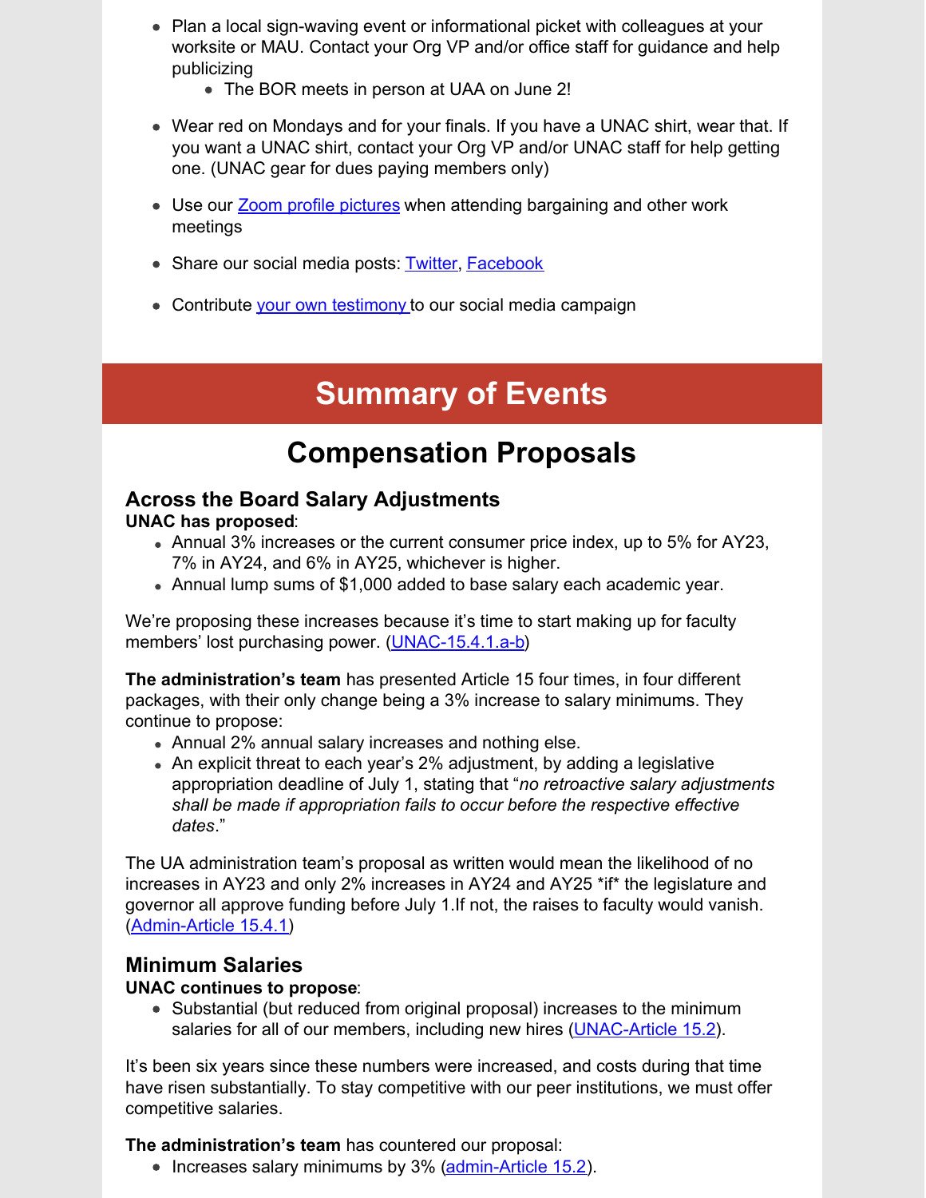- Plan a local sign-waving event or informational picket with colleagues at your worksite or MAU. Contact your Org VP and/or office staff for guidance and help publicizing
  - The BOR meets in person at UAA on June 2!
- Wear red on Mondays and for your finals. If you have a UNAC shirt, wear that. If you want a UNAC shirt, contact your Org VP and/or UNAC staff for help getting one. (UNAC gear for dues paying members only)
- Use our Zoom profile pictures when attending bargaining and other work meetings
- Share our social media posts: Twitter, Facebook
- Contribute your own testimony to our social media campaign

# Summary of Events

## Compensation Proposals

### Across the Board Salary Adjustments

**UNAC has proposed**:

- Annual 3% increases or the current consumer price index, up to 5% for AY23, 7% in AY24, and 6% in AY25, whichever is higher.
- Annual lump sums of $1,000 added to base salary each academic year.

We're proposing these increases because it's time to start making up for faculty members' lost purchasing power. (UNAC-15.4.1.a-b)

**The administration's team** has presented Article 15 four times, in four different packages, with their only change being a 3% increase to salary minimums. They continue to propose:

- Annual 2% annual salary increases and nothing else.
- An explicit threat to each year's 2% adjustment, by adding a legislative appropriation deadline of July 1, stating that "*no retroactive salary adjustments shall be made if appropriation fails to occur before the respective effective dates*."

The UA administration team's proposal as written would mean the likelihood of no increases in AY23 and only 2% increases in AY24 and AY25 *if* the legislature and governor all approve funding before July 1.If not, the raises to faculty would vanish. (Admin-Article 15.4.1)

### Minimum Salaries

**UNAC continues to propose**:

- Substantial (but reduced from original proposal) increases to the minimum salaries for all of our members, including new hires (UNAC-Article 15.2).

It's been six years since these numbers were increased, and costs during that time have risen substantially. To stay competitive with our peer institutions, we must offer competitive salaries.

**The administration's team** has countered our proposal:

- Increases salary minimums by 3% (admin-Article 15.2).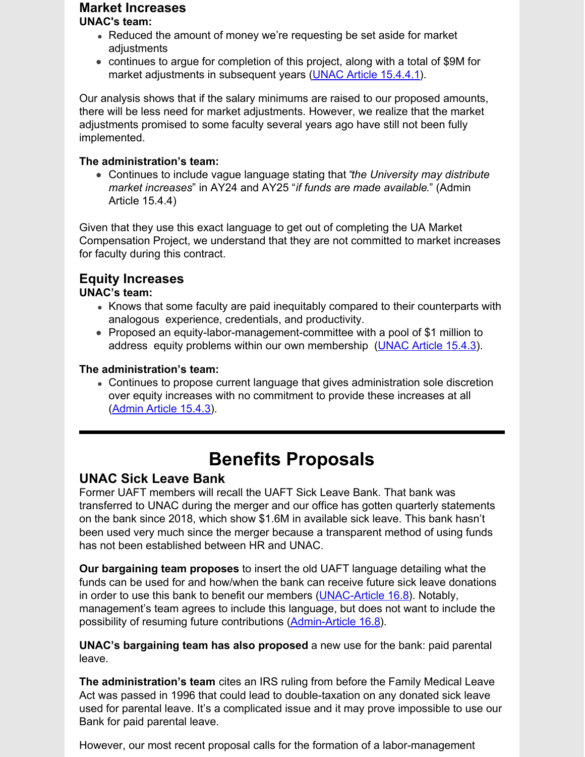### Market Increases

**UNAC's team:**

- Reduced the amount of money we're requesting be set aside for market adjustments
- continues to argue for completion of this project, along with a total of $9M for market adjustments in subsequent years (UNAC Article 15.4.4.1).

Our analysis shows that if the salary minimums are raised to our proposed amounts, there will be less need for market adjustments. However, we realize that the market adjustments promised to some faculty several years ago have still not been fully implemented.

**The administration's team:**

- Continues to include vague language stating that "*the University may distribute market increases*" in AY24 and AY25 "*if funds are made available*." (Admin Article 15.4.4)

Given that they use this exact language to get out of completing the UA Market Compensation Project, we understand that they are not committed to market increases for faculty during this contract.

### Equity Increases

**UNAC's team:**

- Knows that some faculty are paid inequitably compared to their counterparts with analogous experience, credentials, and productivity.
- Proposed an equity-labor-management-committee with a pool of $1 million to address equity problems within our own membership (UNAC Article 15.4.3).

**The administration's team:**

- Continues to propose current language that gives administration sole discretion over equity increases with no commitment to provide these increases at all (Admin Article 15.4.3).

---

## Benefits Proposals

### UNAC Sick Leave Bank

Former UAFT members will recall the UAFT Sick Leave Bank. That bank was transferred to UNAC during the merger and our office has gotten quarterly statements on the bank since 2018, which show $1.6M in available sick leave. This bank hasn't been used very much since the merger because a transparent method of using funds has not been established between HR and UNAC.

**Our bargaining team proposes** to insert the old UAFT language detailing what the funds can be used for and how/when the bank can receive future sick leave donations in order to use this bank to benefit our members (UNAC-Article 16.8). Notably, management's team agrees to include this language, but does not want to include the possibility of resuming future contributions (Admin-Article 16.8).

**UNAC's bargaining team has also proposed** a new use for the bank: paid parental leave.

**The administration's team** cites an IRS ruling from before the Family Medical Leave Act was passed in 1996 that could lead to double-taxation on any donated sick leave used for parental leave. It's a complicated issue and it may prove impossible to use our Bank for paid parental leave.

However, our most recent proposal calls for the formation of a labor-management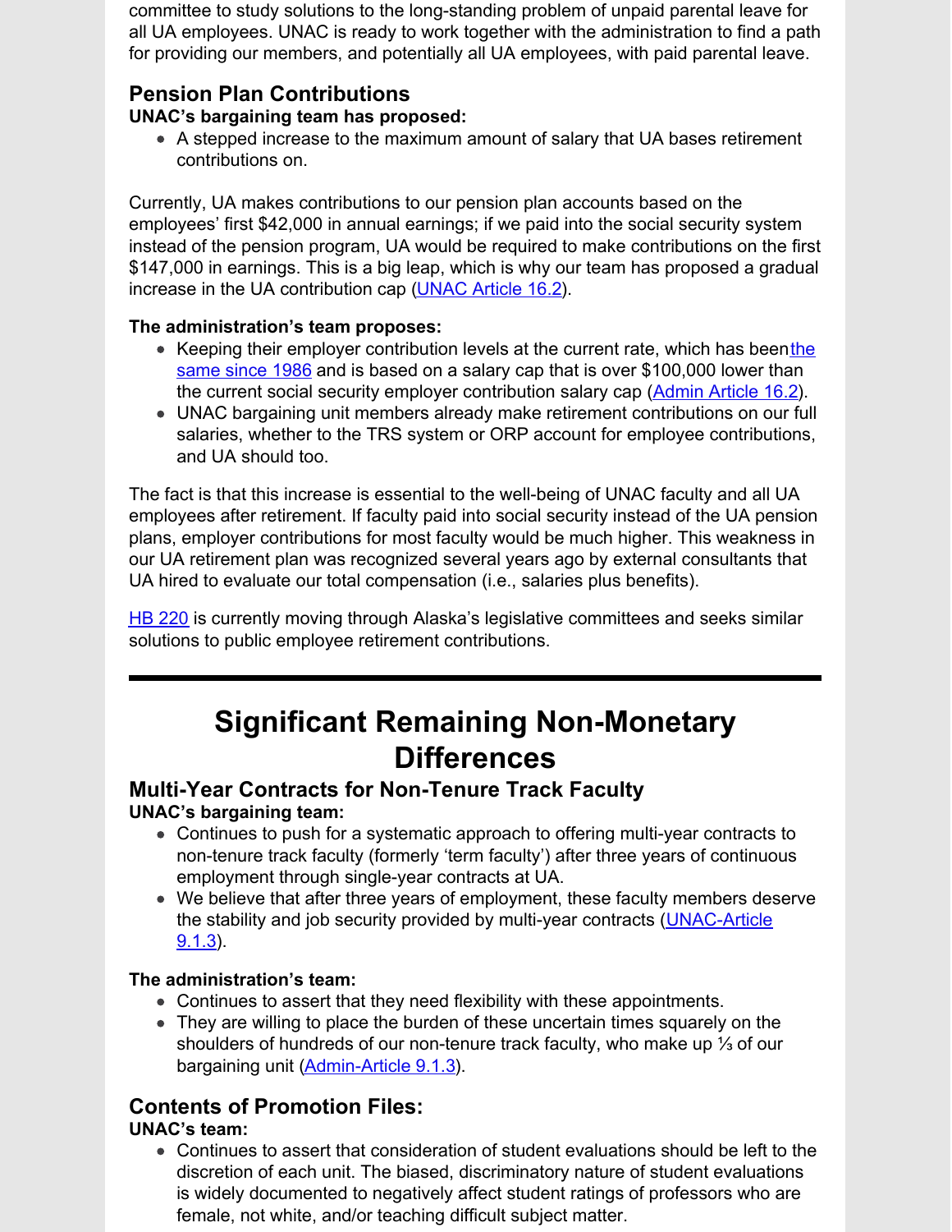committee to study solutions to the long-standing problem of unpaid parental leave for all UA employees. UNAC is ready to work together with the administration to find a path for providing our members, and potentially all UA employees, with paid parental leave.

### Pension Plan Contributions

**UNAC's bargaining team has proposed:**

- A stepped increase to the maximum amount of salary that UA bases retirement contributions on.

Currently, UA makes contributions to our pension plan accounts based on the employees' first $42,000 in annual earnings; if we paid into the social security system instead of the pension program, UA would be required to make contributions on the first $147,000 in earnings. This is a big leap, which is why our team has proposed a gradual increase in the UA contribution cap (UNAC Article 16.2).

**The administration's team proposes:**

- Keeping their employer contribution levels at the current rate, which has been the same since 1986 and is based on a salary cap that is over $100,000 lower than the current social security employer contribution salary cap (Admin Article 16.2).
- UNAC bargaining unit members already make retirement contributions on our full salaries, whether to the TRS system or ORP account for employee contributions, and UA should too.

The fact is that this increase is essential to the well-being of UNAC faculty and all UA employees after retirement. If faculty paid into social security instead of the UA pension plans, employer contributions for most faculty would be much higher. This weakness in our UA retirement plan was recognized several years ago by external consultants that UA hired to evaluate our total compensation (i.e., salaries plus benefits).

HB 220 is currently moving through Alaska's legislative committees and seeks similar solutions to public employee retirement contributions.

---

## Significant Remaining Non-Monetary Differences

### Multi-Year Contracts for Non-Tenure Track Faculty

**UNAC's bargaining team:**

- Continues to push for a systematic approach to offering multi-year contracts to non-tenure track faculty (formerly 'term faculty') after three years of continuous employment through single-year contracts at UA.
- We believe that after three years of employment, these faculty members deserve the stability and job security provided by multi-year contracts (UNAC-Article 9.1.3).

**The administration's team:**

- Continues to assert that they need flexibility with these appointments.
- They are willing to place the burden of these uncertain times squarely on the shoulders of hundreds of our non-tenure track faculty, who make up ⅓ of our bargaining unit (Admin-Article 9.1.3).

### Contents of Promotion Files:

**UNAC's team:**

- Continues to assert that consideration of student evaluations should be left to the discretion of each unit. The biased, discriminatory nature of student evaluations is widely documented to negatively affect student ratings of professors who are female, not white, and/or teaching difficult subject matter.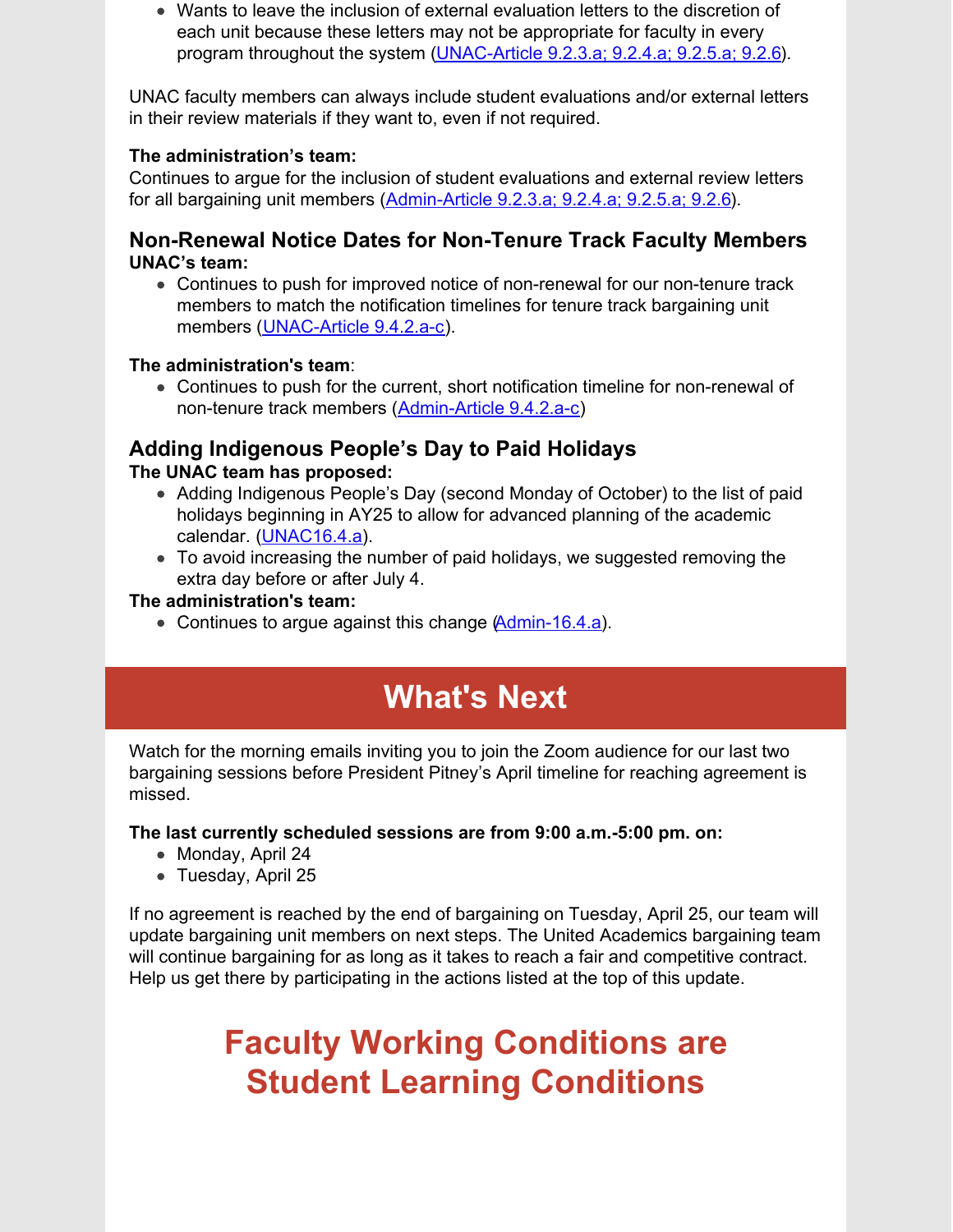- Wants to leave the inclusion of external evaluation letters to the discretion of each unit because these letters may not be appropriate for faculty in every program throughout the system (UNAC-Article 9.2.3.a; 9.2.4.a; 9.2.5.a; 9.2.6).

UNAC faculty members can always include student evaluations and/or external letters in their review materials if they want to, even if not required.

**The administration's team:**
Continues to argue for the inclusion of student evaluations and external review letters for all bargaining unit members (Admin-Article 9.2.3.a; 9.2.4.a; 9.2.5.a; 9.2.6).

### Non-Renewal Notice Dates for Non-Tenure Track Faculty Members

**UNAC's team:**

- Continues to push for improved notice of non-renewal for our non-tenure track members to match the notification timelines for tenure track bargaining unit members (UNAC-Article 9.4.2.a-c).

**The administration's team**:

- Continues to push for the current, short notification timeline for non-renewal of non-tenure track members (Admin-Article 9.4.2.a-c)

### Adding Indigenous People's Day to Paid Holidays

**The UNAC team has proposed:**

- Adding Indigenous People's Day (second Monday of October) to the list of paid holidays beginning in AY25 to allow for advanced planning of the academic calendar. (UNAC16.4.a).
- To avoid increasing the number of paid holidays, we suggested removing the extra day before or after July 4.

**The administration's team:**

- Continues to argue against this change (Admin-16.4.a).

## What's Next

Watch for the morning emails inviting you to join the Zoom audience for our last two bargaining sessions before President Pitney's April timeline for reaching agreement is missed.

**The last currently scheduled sessions are from 9:00 a.m.-5:00 pm. on:**

- Monday, April 24
- Tuesday, April 25

If no agreement is reached by the end of bargaining on Tuesday, April 25, our team will update bargaining unit members on next steps. The United Academics bargaining team will continue bargaining for as long as it takes to reach a fair and competitive contract. Help us get there by participating in the actions listed at the top of this update.

## Faculty Working Conditions are Student Learning Conditions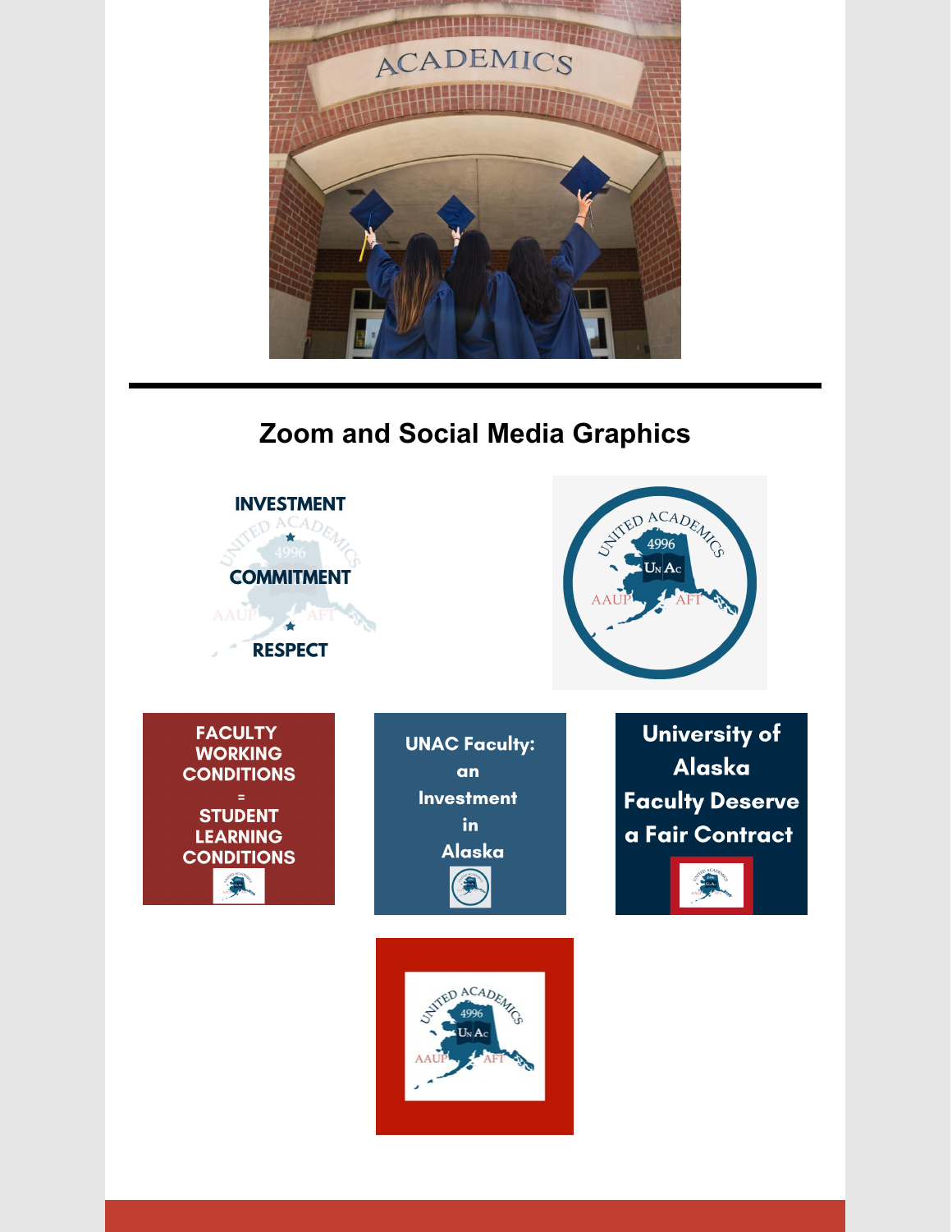## Zoom and Social Media Graphics

INVESTMENT

COMMITMENT

RESPECT

FACULTY WORKING CONDITIONS = STUDENT LEARNING CONDITIONS

UNAC Faculty: an Investment in Alaska

University of Alaska Faculty Deserve a Fair Contract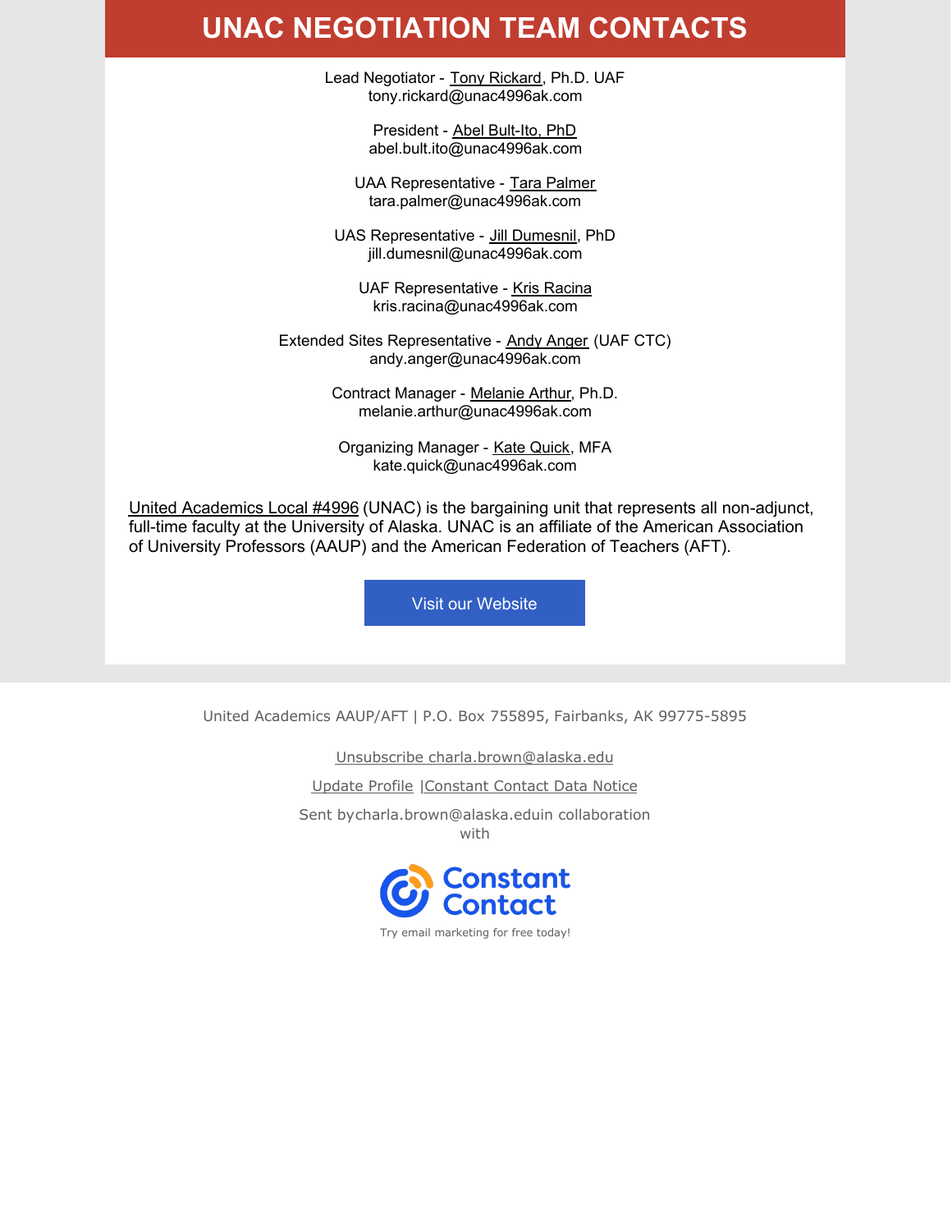# UNAC NEGOTIATION TEAM CONTACTS

Lead Negotiator - Tony Rickard, Ph.D. UAF
tony.rickard@unac4996ak.com

President - Abel Bult-Ito, PhD
abel.bult.ito@unac4996ak.com

UAA Representative - Tara Palmer
tara.palmer@unac4996ak.com

UAS Representative - Jill Dumesnil, PhD
jill.dumesnil@unac4996ak.com

UAF Representative - Kris Racina
kris.racina@unac4996ak.com

Extended Sites Representative - Andy Anger (UAF CTC)
andy.anger@unac4996ak.com

Contract Manager - Melanie Arthur, Ph.D.
melanie.arthur@unac4996ak.com

Organizing Manager - Kate Quick, MFA
kate.quick@unac4996ak.com

United Academics Local #4996 (UNAC) is the bargaining unit that represents all non-adjunct, full-time faculty at the University of Alaska. UNAC is an affiliate of the American Association of University Professors (AAUP) and the American Federation of Teachers (AFT).

Visit our Website

United Academics AAUP/AFT | P.O. Box 755895, Fairbanks, AK 99775-5895

Unsubscribe charla.brown@alaska.edu

Update Profile | Constant Contact Data Notice

Sent bycharla.brown@alaska.eduin collaboration with

Constant Contact

Try email marketing for free today!